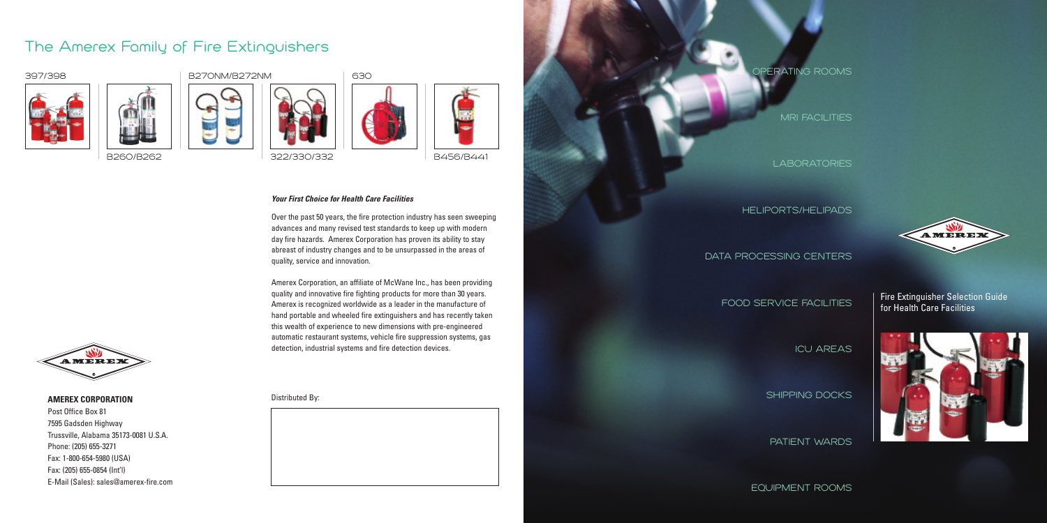# The Amerex Family of Fire Extinguishers

397/398

B260/B262

B270NM/B272NM

322/330/332

630

B456/B441

***Your First Choice for Health Care Facilities***

Over the past 50 years, the fire protection industry has seen sweeping advances and many revised test standards to keep up with modern day fire hazards. Amerex Corporation has proven its ability to stay abreast of industry changes and to be unsurpassed in the areas of quality, service and innovation.

Amerex Corporation, an affiliate of McWane Inc., has been providing quality and innovative fire fighting products for more than 30 years. Amerex is recognized worldwide as a leader in the manufacture of hand portable and wheeled fire extinguishers and has recently taken this wealth of experience to new dimensions with pre-engineered automatic restaurant systems, vehicle fire suppression systems, gas detection, industrial systems and fire detection devices.

**AMEREX CORPORATION**
Post Office Box 81
7595 Gadsden Highway
Trussville, Alabama 35173-0081 U.S.A.
Phone: (205) 655-3271
Fax: 1-800-654-5980 (USA)
Fax: (205) 655-0854 (Int'l)
E-Mail (Sales): sales@amerex-fire.com

Distributed By:

OPERATING ROOMS

MRI FACILITIES

LABORATORIES

HELIPORTS/HELIPADS

DATA PROCESSING CENTERS

FOOD SERVICE FACILITIES

ICU AREAS

SHIPPING DOCKS

PATIENT WARDS

EQUIPMENT ROOMS

AMEREX

Fire Extinguisher Selection Guide for Health Care Facilities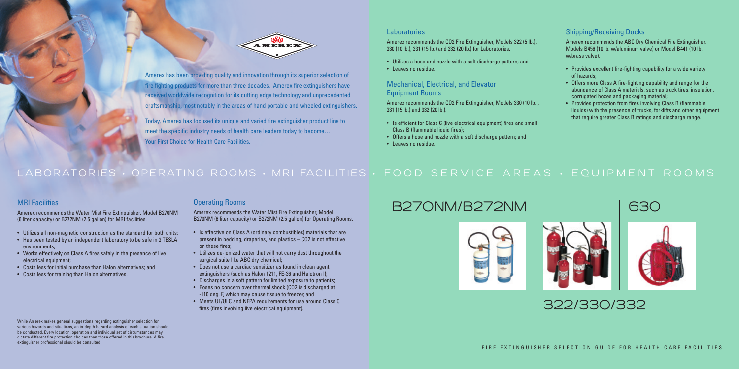Amerex has been providing quality and innovation through its superior selection of fire fighting products for more than three decades. Amerex fire extinguishers have received worldwide recognition for its cutting edge technology and unprecedented craftsmanship, most notably in the areas of hand portable and wheeled extinguishers.

Today, Amerex has focused its unique and varied fire extinguisher product line to meet the specific industry needs of health care leaders today to become… Your First Choice for Health Care Facilities.

## Laboratories

Amerex recommends the $CO_2$ Fire Extinguisher, Models 322 (5 lb.), 330 (10 lb.), 331 (15 lb.) and 332 (20 lb.) for Laboratories.

- Utilizes a hose and nozzle with a soft discharge pattern; and
- Leaves no residue.

## Mechanical, Electrical, and Elevator Equipment Rooms

Amerex recommends the $CO_2$ Fire Extinguisher, Models 330 (10 lb.), 331 (15 lb.) and 332 (20 lb.).

- Is efficient for Class C (live electrical equipment) fires and small Class B (flammable liquid fires);
- Offers a hose and nozzle with a soft discharge pattern; and
- Leaves no residue.

## Shipping/Receiving Docks

Amerex recommends the ABC Dry Chemical Fire Extinguisher, Models B456 (10 lb. w/aluminum valve) or Model B441 (10 lb. w/brass valve).

- Provides excellent fire-fighting capability for a wide variety of hazards;
- Offers more Class A fire-fighting capability and range for the abundance of Class A materials, such as truck tires, insulation, corrugated boxes and packaging material;
- Provides protection from fires involving Class B (flammable liquids) with the presence of trucks, forklifts and other equipment that require greater Class B ratings and discharge range.

LABORATORIES • OPERATING ROOMS • MRI FACILITIES • FOOD SERVICE AREAS • EQUIPMENT ROOMS

## MRI Facilities

Amerex recommends the Water Mist Fire Extinguisher, Model B270NM (6 liter capacity) or B272NM (2.5 gallon) for MRI facilities.

- Utilizes all non-magnetic construction as the standard for both units;
- Has been tested by an independent laboratory to be safe in 3 TESLA environments;
- Works effectively on Class A fires safely in the presence of live electrical equipment;
- Costs less for initial purchase than Halon alternatives; and
- Costs less for training than Halon alternatives.

## Operating Rooms

Amerex recommends the Water Mist Fire Extinguisher, Model B270NM (6 liter capacity) or B272NM (2.5 gallon) for Operating Rooms.

- Is effective on Class A (ordinary combustibles) materials that are present in bedding, draperies, and plastics – $CO_2$ is not effective on these fires;
- Utilizes de-ionized water that will not carry dust throughout the surgical suite like ABC dry chemical;
- Does not use a cardiac sensitizer as found in clean agent extinguishers (such as Halon 1211, FE-36 and Halotron I);
- Discharges in a soft pattern for limited exposure to patients;
- Poses no concern over thermal shock ($CO_2$ is discharged at -110 deg. F, which may cause tissue to freeze); and
- Meets UL/ULC and NFPA requirements for use around Class C fires (fires involving live electrical equipment).

While Amerex makes general suggestions regarding extinguisher selection for various hazards and situations, an in-depth hazard analysis of each situation should be conducted. Every location, operation and individual set of circumstances may dictate different fire protection choices than those offered in this brochure. A fire extinguisher professional should be consulted.

## B270NM/B272NM

## 630

## 322/330/332

FIRE EXTINGUISHER SELECTION GUIDE FOR HEALTH CARE FACILITIES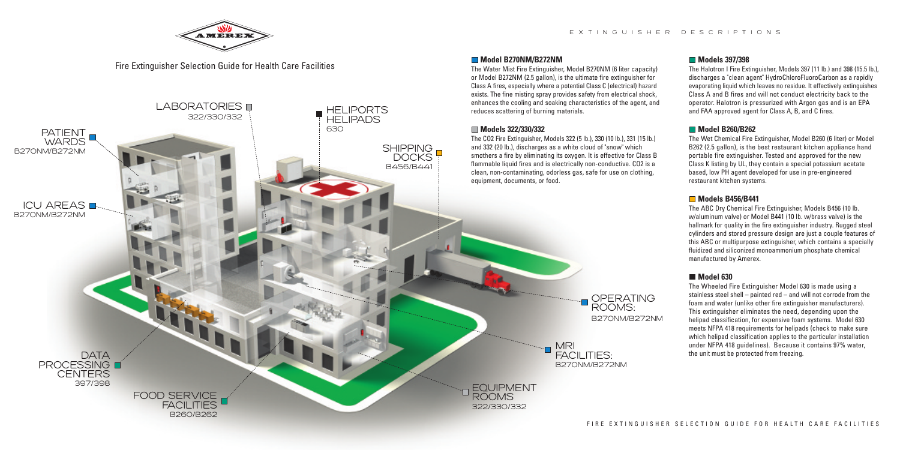# Fire Extinguisher Selection Guide for Health Care Facilities

LABORATORIES
322/330/332

HELIPORTS
HELIPADS
630

PATIENT WARDS
B270NM/B272NM

SHIPPING DOCKS
B456/B441

ICU AREAS
B270NM/B272NM

OPERATING ROOMS:
B270NM/B272NM

MRI FACILITIES:
B270NM/B272NM

DATA PROCESSING CENTERS
397/398

FOOD SERVICE FACILITIES
B260/B262

EQUIPMENT ROOMS
322/330/332

## EXTINGUISHER DESCRIPTIONS

### Model B270NM/B272NM

The Water Mist Fire Extinguisher, Model B270NM (6 liter capacity) or Model B272NM (2.5 gallon), is the ultimate fire extinguisher for Class A fires, especially where a potential Class C (electrical) hazard exists. The fine misting spray provides safety from electrical shock, enhances the cooling and soaking characteristics of the agent, and reduces scattering of burning materials.

### Models 322/330/332

The CO2 Fire Extinguisher, Models 322 (5 lb.), 330 (10 lb.), 331 (15 lb.) and 332 (20 lb.), discharges as a white cloud of "snow" which smothers a fire by eliminating its oxygen. It is effective for Class B flammable liquid fires and is electrically non-conductive. CO2 is a clean, non-contaminating, odorless gas, safe for use on clothing, equipment, documents, or food.

### Models 397/398

The Halotron I Fire Extinguisher, Models 397 (11 lb.) and 398 (15.5 lb.), discharges a "clean agent" HydroChloroFluoroCarbon as a rapidly evaporating liquid which leaves no residue. It effectively extinguishes Class A and B fires and will not conduct electricity back to the operator. Halotron is pressurized with Argon gas and is an EPA and FAA approved agent for Class A, B, and C fires.

### Model B260/B262

The Wet Chemical Fire Extinguisher, Model B260 (6 liter) or Model B262 (2.5 gallon), is the best restaurant kitchen appliance hand portable fire extinguisher. Tested and approved for the new Class K listing by UL, they contain a special potassium acetate based, low PH agent developed for use in pre-engineered restaurant kitchen systems.

### Models B456/B441

The ABC Dry Chemical Fire Extinguisher, Models B456 (10 lb. w/aluminum valve) or Model B441 (10 lb. w/brass valve) is the hallmark for quality in the fire extinguisher industry. Rugged steel cylinders and stored pressure design are just a couple features of this ABC or multipurpose extinguisher, which contains a specially fluidized and siliconized monoammonium phosphate chemical manufactured by Amerex.

### Model 630

The Wheeled Fire Extinguisher Model 630 is made using a stainless steel shell – painted red – and will not corrode from the foam and water (unlike other fire extinguisher manufacturers). This extinguisher eliminates the need, depending upon the helipad classification, for expensive foam systems. Model 630 meets NFPA 418 requirements for helipads (check to make sure which helipad classification applies to the particular installation under NFPA 418 guidelines). Because it contains 97% water, the unit must be protected from freezing.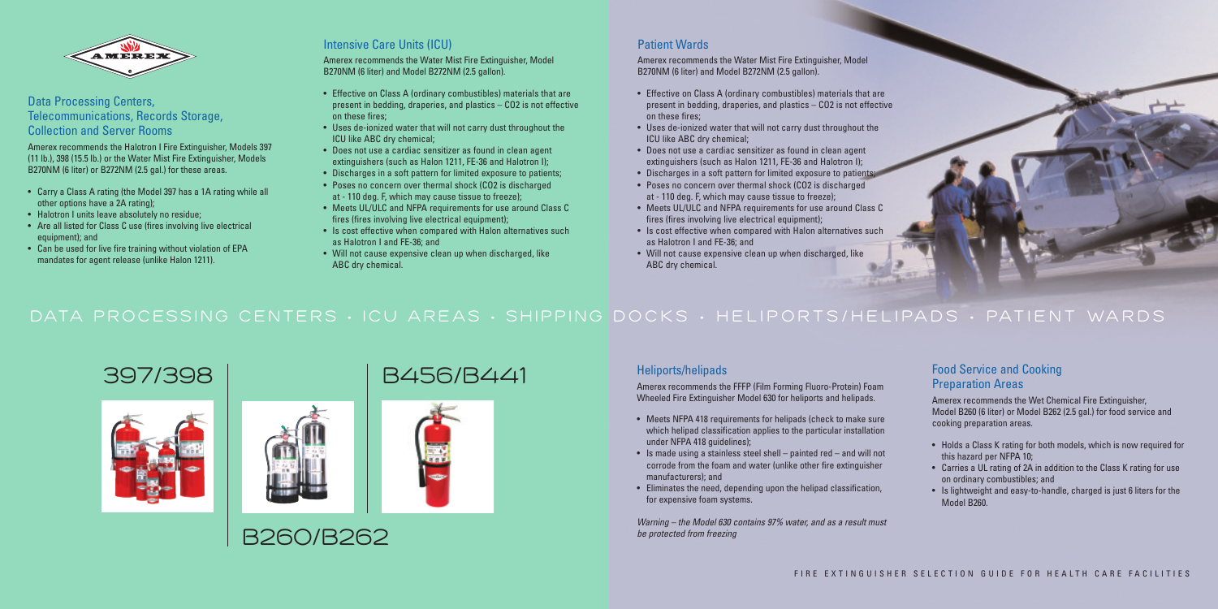## Data Processing Centers, Telecommunications, Records Storage, Collection and Server Rooms

Amerex recommends the Halotron I Fire Extinguisher, Models 397 (11 lb.), 398 (15.5 lb.) or the Water Mist Fire Extinguisher, Models B270NM (6 liter) or B272NM (2.5 gal.) for these areas.

- Carry a Class A rating (the Model 397 has a 1A rating while all other options have a 2A rating);
- Halotron I units leave absolutely no residue;
- Are all listed for Class C use (fires involving live electrical equipment); and
- Can be used for live fire training without violation of EPA mandates for agent release (unlike Halon 1211).

## Intensive Care Units (ICU)

Amerex recommends the Water Mist Fire Extinguisher, Model B270NM (6 liter) and Model B272NM (2.5 gallon).

- Effective on Class A (ordinary combustibles) materials that are present in bedding, draperies, and plastics – $CO_2$ is not effective on these fires;
- Uses de-ionized water that will not carry dust throughout the ICU like ABC dry chemical;
- Does not use a cardiac sensitizer as found in clean agent extinguishers (such as Halon 1211, FE-36 and Halotron I);
- Discharges in a soft pattern for limited exposure to patients;
- Poses no concern over thermal shock ($CO_2$ is discharged at - 110 deg. F, which may cause tissue to freeze);
- Meets UL/ULC and NFPA requirements for use around Class C fires (fires involving live electrical equipment);
- Is cost effective when compared with Halon alternatives such as Halotron I and FE-36; and
- Will not cause expensive clean up when discharged, like ABC dry chemical.

## Patient Wards

Amerex recommends the Water Mist Fire Extinguisher, Model B270NM (6 liter) and Model B272NM (2.5 gallon).

- Effective on Class A (ordinary combustibles) materials that are present in bedding, draperies, and plastics – $CO_2$ is not effective on these fires;
- Uses de-ionized water that will not carry dust throughout the ICU like ABC dry chemical;
- Does not use a cardiac sensitizer as found in clean agent extinguishers (such as Halon 1211, FE-36 and Halotron I);
- Discharges in a soft pattern for limited exposure to patients;
- Poses no concern over thermal shock ($CO_2$ is discharged at - 110 deg. F, which may cause tissue to freeze);
- Meets UL/ULC and NFPA requirements for use around Class C fires (fires involving live electrical equipment);
- Is cost effective when compared with Halon alternatives such as Halotron I and FE-36; and
- Will not cause expensive clean up when discharged, like ABC dry chemical.

DATA PROCESSING CENTERS • ICU AREAS • SHIPPING DOCKS • HELIPORTS/HELIPADS • PATIENT WARDS

397/398

B456/B441

B260/B262

## Heliports/helipads

Amerex recommends the FFFP (Film Forming Fluoro-Protein) Foam Wheeled Fire Extinguisher Model 630 for heliports and helipads.

- Meets NFPA 418 requirements for helipads (check to make sure which helipad classification applies to the particular installation under NFPA 418 guidelines);
- Is made using a stainless steel shell – painted red – and will not corrode from the foam and water (unlike other fire extinguisher manufacturers); and
- Eliminates the need, depending upon the helipad classification, for expensive foam systems.

*Warning – the Model 630 contains 97% water, and as a result must be protected from freezing*

## Food Service and Cooking Preparation Areas

Amerex recommends the Wet Chemical Fire Extinguisher, Model B260 (6 liter) or Model B262 (2.5 gal.) for food service and cooking preparation areas.

- Holds a Class K rating for both models, which is now required for this hazard per NFPA 10;
- Carries a UL rating of 2A in addition to the Class K rating for use on ordinary combustibles; and
- Is lightweight and easy-to-handle, charged is just 6 liters for the Model B260.